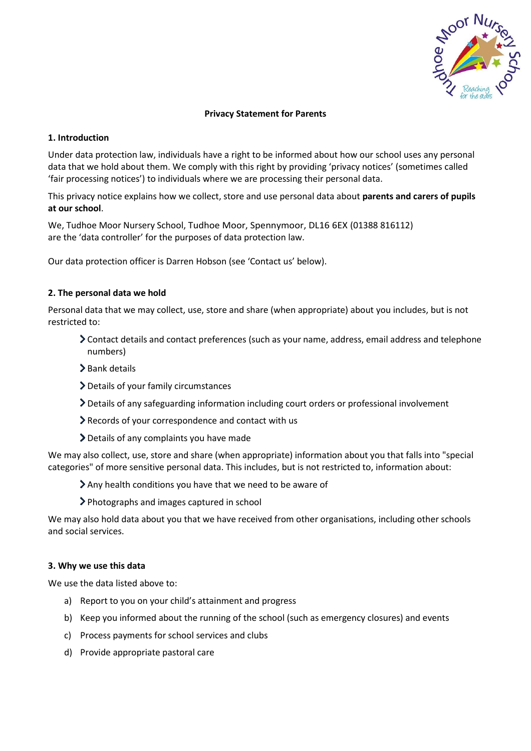# Privacy Statement for Parents

## 1. Introduction

Under data protection law, individuals have a right to be informed about how our school uses any personal data that we hold about them. We comply with this right by providing 'privacy notices' (sometimes called 'fair processing notices') to individuals where we are processing their personal data.

This privacy notice explains how we collect, store and use personal data about **parents and carers of pupils at our school**.

We, Tudhoe Moor Nursery School, Tudhoe Moor, Spennymoor, DL16 6EX (01388 816112) are the 'data controller' for the purposes of data protection law.

Our data protection officer is Darren Hobson (see 'Contact us' below).

## 2. The personal data we hold

Personal data that we may collect, use, store and share (when appropriate) about you includes, but is not restricted to:

- Contact details and contact preferences (such as your name, address, email address and telephone numbers)
- Bank details
- Details of your family circumstances
- Details of any safeguarding information including court orders or professional involvement
- Records of your correspondence and contact with us
- Details of any complaints you have made

We may also collect, use, store and share (when appropriate) information about you that falls into "special categories" of more sensitive personal data. This includes, but is not restricted to, information about:

- Any health conditions you have that we need to be aware of
- Photographs and images captured in school

We may also hold data about you that we have received from other organisations, including other schools and social services.

## 3. Why we use this data

We use the data listed above to:

a) Report to you on your child's attainment and progress
b) Keep you informed about the running of the school (such as emergency closures) and events
c) Process payments for school services and clubs
d) Provide appropriate pastoral care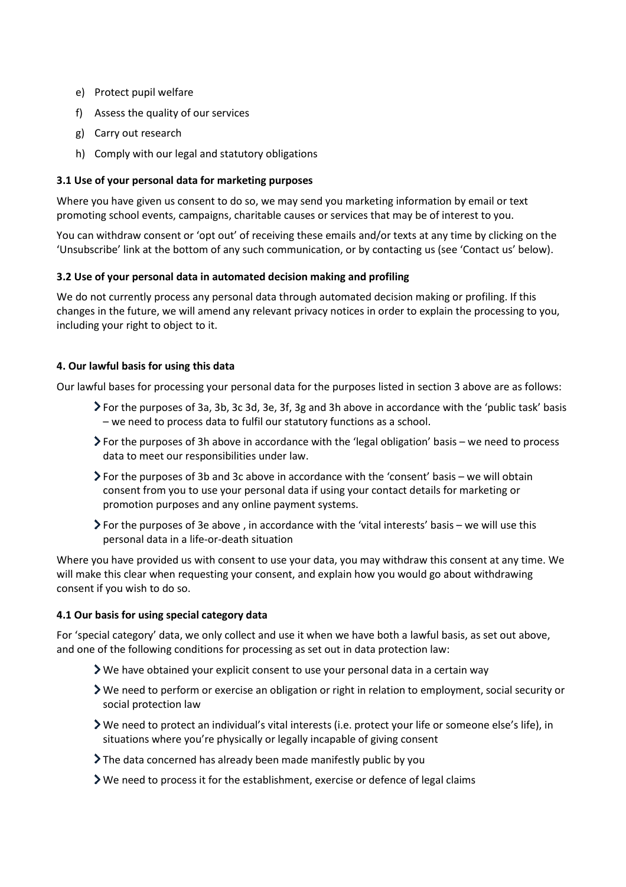e) Protect pupil welfare
f) Assess the quality of our services
g) Carry out research
h) Comply with our legal and statutory obligations

**3.1 Use of your personal data for marketing purposes**

Where you have given us consent to do so, we may send you marketing information by email or text promoting school events, campaigns, charitable causes or services that may be of interest to you.

You can withdraw consent or 'opt out' of receiving these emails and/or texts at any time by clicking on the 'Unsubscribe' link at the bottom of any such communication, or by contacting us (see 'Contact us' below).

**3.2 Use of your personal data in automated decision making and profiling**

We do not currently process any personal data through automated decision making or profiling. If this changes in the future, we will amend any relevant privacy notices in order to explain the processing to you, including your right to object to it.

**4. Our lawful basis for using this data**

Our lawful bases for processing your personal data for the purposes listed in section 3 above are as follows:

- For the purposes of 3a, 3b, 3c 3d, 3e, 3f, 3g and 3h above in accordance with the 'public task' basis – we need to process data to fulfil our statutory functions as a school.
- For the purposes of 3h above in accordance with the 'legal obligation' basis – we need to process data to meet our responsibilities under law.
- For the purposes of 3b and 3c above in accordance with the 'consent' basis – we will obtain consent from you to use your personal data if using your contact details for marketing or promotion purposes and any online payment systems.
- For the purposes of 3e above , in accordance with the 'vital interests' basis – we will use this personal data in a life-or-death situation

Where you have provided us with consent to use your data, you may withdraw this consent at any time. We will make this clear when requesting your consent, and explain how you would go about withdrawing consent if you wish to do so.

**4.1 Our basis for using special category data**

For 'special category' data, we only collect and use it when we have both a lawful basis, as set out above, and one of the following conditions for processing as set out in data protection law:

- We have obtained your explicit consent to use your personal data in a certain way
- We need to perform or exercise an obligation or right in relation to employment, social security or social protection law
- We need to protect an individual's vital interests (i.e. protect your life or someone else's life), in situations where you're physically or legally incapable of giving consent
- The data concerned has already been made manifestly public by you
- We need to process it for the establishment, exercise or defence of legal claims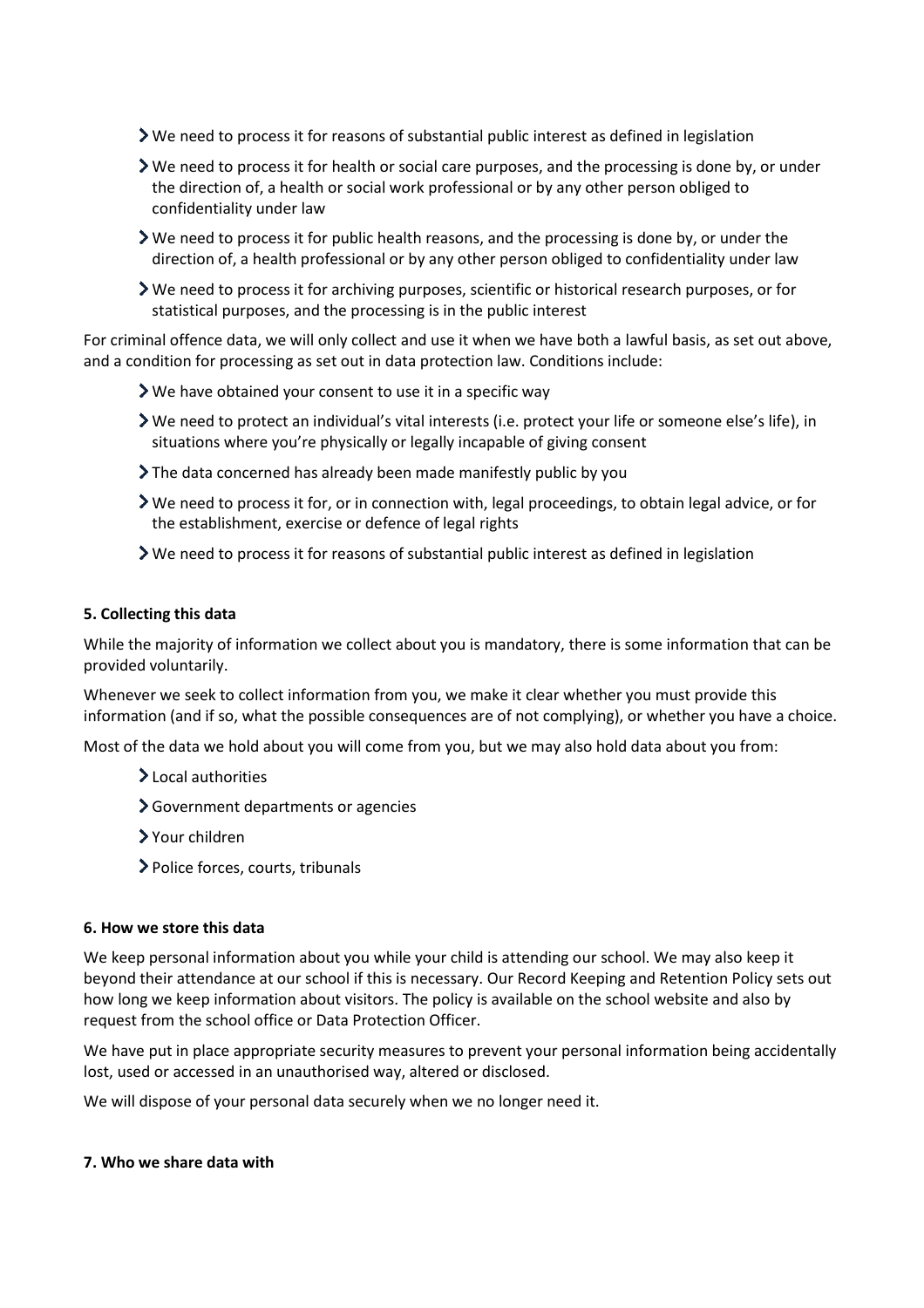- We need to process it for reasons of substantial public interest as defined in legislation
- We need to process it for health or social care purposes, and the processing is done by, or under the direction of, a health or social work professional or by any other person obliged to confidentiality under law
- We need to process it for public health reasons, and the processing is done by, or under the direction of, a health professional or by any other person obliged to confidentiality under law
- We need to process it for archiving purposes, scientific or historical research purposes, or for statistical purposes, and the processing is in the public interest

For criminal offence data, we will only collect and use it when we have both a lawful basis, as set out above, and a condition for processing as set out in data protection law. Conditions include:

- We have obtained your consent to use it in a specific way
- We need to protect an individual's vital interests (i.e. protect your life or someone else's life), in situations where you're physically or legally incapable of giving consent
- The data concerned has already been made manifestly public by you
- We need to process it for, or in connection with, legal proceedings, to obtain legal advice, or for the establishment, exercise or defence of legal rights
- We need to process it for reasons of substantial public interest as defined in legislation

**5. Collecting this data**

While the majority of information we collect about you is mandatory, there is some information that can be provided voluntarily.

Whenever we seek to collect information from you, we make it clear whether you must provide this information (and if so, what the possible consequences are of not complying), or whether you have a choice.

Most of the data we hold about you will come from you, but we may also hold data about you from:

- Local authorities
- Government departments or agencies
- Your children
- Police forces, courts, tribunals

**6. How we store this data**

We keep personal information about you while your child is attending our school. We may also keep it beyond their attendance at our school if this is necessary. Our Record Keeping and Retention Policy sets out how long we keep information about visitors. The policy is available on the school website and also by request from the school office or Data Protection Officer.

We have put in place appropriate security measures to prevent your personal information being accidentally lost, used or accessed in an unauthorised way, altered or disclosed.

We will dispose of your personal data securely when we no longer need it.

**7. Who we share data with**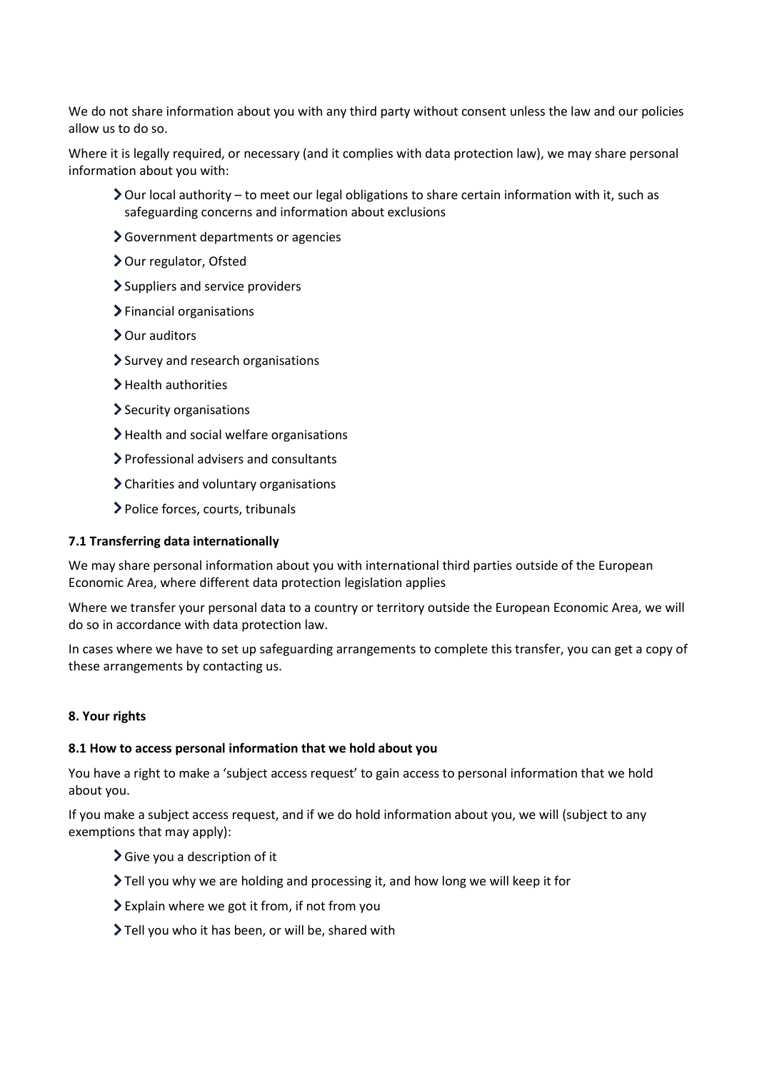We do not share information about you with any third party without consent unless the law and our policies allow us to do so.

Where it is legally required, or necessary (and it complies with data protection law), we may share personal information about you with:

- Our local authority – to meet our legal obligations to share certain information with it, such as safeguarding concerns and information about exclusions
- Government departments or agencies
- Our regulator, Ofsted
- Suppliers and service providers
- Financial organisations
- Our auditors
- Survey and research organisations
- Health authorities
- Security organisations
- Health and social welfare organisations
- Professional advisers and consultants
- Charities and voluntary organisations
- Police forces, courts, tribunals

### 7.1 Transferring data internationally

We may share personal information about you with international third parties outside of the European Economic Area, where different data protection legislation applies

Where we transfer your personal data to a country or territory outside the European Economic Area, we will do so in accordance with data protection law.

In cases where we have to set up safeguarding arrangements to complete this transfer, you can get a copy of these arrangements by contacting us.

## 8. Your rights

### 8.1 How to access personal information that we hold about you

You have a right to make a 'subject access request' to gain access to personal information that we hold about you.

If you make a subject access request, and if we do hold information about you, we will (subject to any exemptions that may apply):

- Give you a description of it
- Tell you why we are holding and processing it, and how long we will keep it for
- Explain where we got it from, if not from you
- Tell you who it has been, or will be, shared with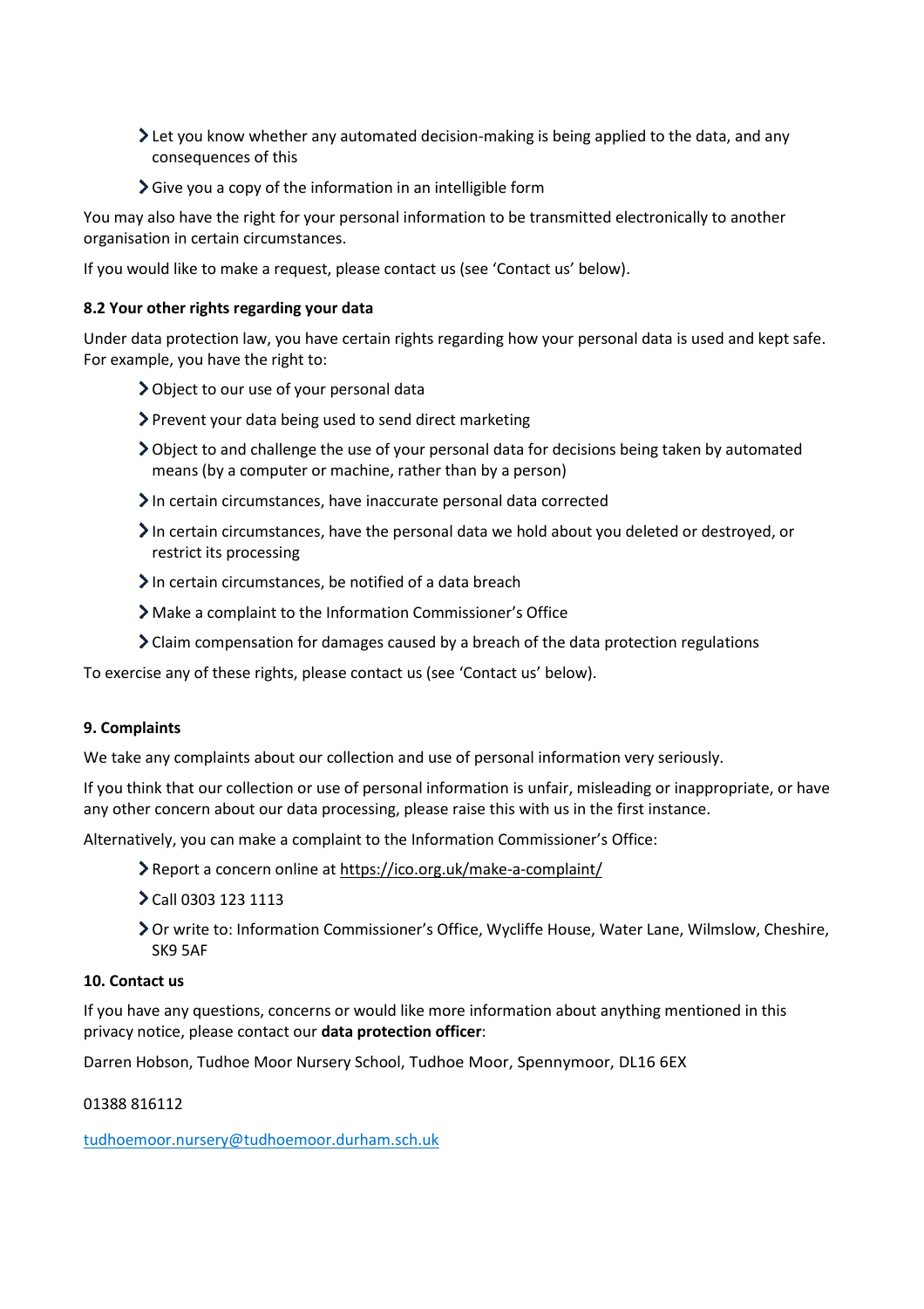- Let you know whether any automated decision-making is being applied to the data, and any consequences of this
- Give you a copy of the information in an intelligible form

You may also have the right for your personal information to be transmitted electronically to another organisation in certain circumstances.

If you would like to make a request, please contact us (see 'Contact us' below).

### 8.2 Your other rights regarding your data

Under data protection law, you have certain rights regarding how your personal data is used and kept safe. For example, you have the right to:

- Object to our use of your personal data
- Prevent your data being used to send direct marketing
- Object to and challenge the use of your personal data for decisions being taken by automated means (by a computer or machine, rather than by a person)
- In certain circumstances, have inaccurate personal data corrected
- In certain circumstances, have the personal data we hold about you deleted or destroyed, or restrict its processing
- In certain circumstances, be notified of a data breach
- Make a complaint to the Information Commissioner's Office
- Claim compensation for damages caused by a breach of the data protection regulations

To exercise any of these rights, please contact us (see 'Contact us' below).

## 9. Complaints

We take any complaints about our collection and use of personal information very seriously.

If you think that our collection or use of personal information is unfair, misleading or inappropriate, or have any other concern about our data processing, please raise this with us in the first instance.

Alternatively, you can make a complaint to the Information Commissioner's Office:

- Report a concern online at https://ico.org.uk/make-a-complaint/
- Call 0303 123 1113
- Or write to: Information Commissioner's Office, Wycliffe House, Water Lane, Wilmslow, Cheshire, SK9 5AF

## 10. Contact us

If you have any questions, concerns or would like more information about anything mentioned in this privacy notice, please contact our **data protection officer**:

Darren Hobson, Tudhoe Moor Nursery School, Tudhoe Moor, Spennymoor, DL16 6EX

01388 816112

tudhoemoor.nursery@tudhoemoor.durham.sch.uk